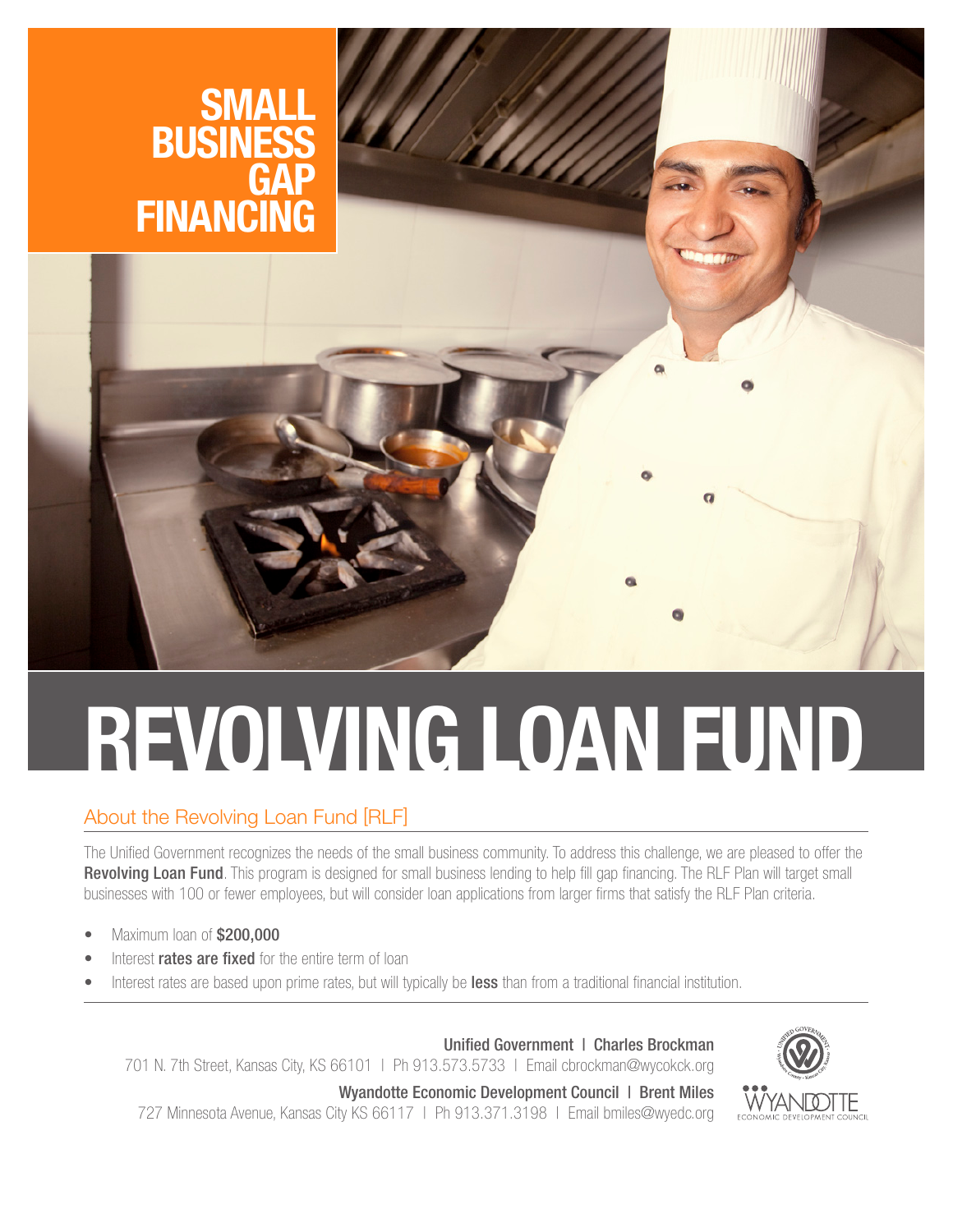# SMALL BUSINESS GAP FINANCING

# REVOLVING LOAN FUND

## About the Revolving Loan Fund [RLF]

The Unified Government recognizes the needs of the small business community. To address this challenge, we are pleased to offer the **Revolving Loan Fund**. This program is designed for small business lending to help fill gap financing. The RLF Plan will target small businesses with 100 or fewer employees, but will consider loan applications from larger firms that satisfy the RLF Plan criteria.

- Maximum loan of **$200,000**
- Interest **rates are fixed** for the entire term of loan
- Interest rates are based upon prime rates, but will typically be **less** than from a traditional financial institution.

**Unified Government | Charles Brockman**
701 N. 7th Street, Kansas City, KS 66101 | Ph 913.573.5733 | Email cbrockman@wycokck.org

**Wyandotte Economic Development Council | Brent Miles**
727 Minnesota Avenue, Kansas City KS 66117 | Ph 913.371.3198 | Email bmiles@wyedc.org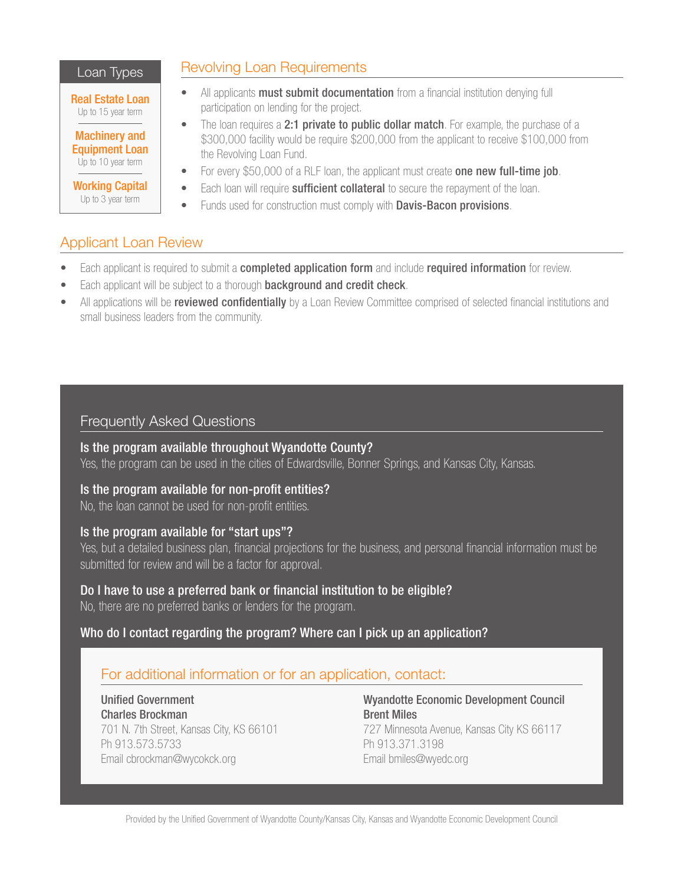## Loan Types

**Real Estate Loan**
Up to 15 year term

**Machinery and Equipment Loan**
Up to 10 year term

**Working Capital**
Up to 3 year term

## Revolving Loan Requirements

- All applicants **must submit documentation** from a financial institution denying full participation on lending for the project.
- The loan requires a **2:1 private to public dollar match**. For example, the purchase of a $300,000 facility would be require $200,000 from the applicant to receive $100,000 from the Revolving Loan Fund.
- For every $50,000 of a RLF loan, the applicant must create **one new full-time job**.
- Each loan will require **sufficient collateral** to secure the repayment of the loan.
- Funds used for construction must comply with **Davis-Bacon provisions**.

## Applicant Loan Review

- Each applicant is required to submit a **completed application form** and include **required information** for review.
- Each applicant will be subject to a thorough **background and credit check**.
- All applications will be **reviewed confidentially** by a Loan Review Committee comprised of selected financial institutions and small business leaders from the community.

## Frequently Asked Questions

**Is the program available throughout Wyandotte County?**
Yes, the program can be used in the cities of Edwardsville, Bonner Springs, and Kansas City, Kansas.

**Is the program available for non-profit entities?**
No, the loan cannot be used for non-profit entities.

**Is the program available for "start ups"?**
Yes, but a detailed business plan, financial projections for the business, and personal financial information must be submitted for review and will be a factor for approval.

**Do I have to use a preferred bank or financial institution to be eligible?**
No, there are no preferred banks or lenders for the program.

**Who do I contact regarding the program? Where can I pick up an application?**

### For additional information or for an application, contact:

**Unified Government**
**Charles Brockman**
701 N. 7th Street, Kansas City, KS 66101
Ph 913.573.5733
Email cbrockman@wycokck.org

**Wyandotte Economic Development Council**
**Brent Miles**
727 Minnesota Avenue, Kansas City KS 66117
Ph 913.371.3198
Email bmiles@wyedc.org

Provided by the Unified Government of Wyandotte County/Kansas City, Kansas and Wyandotte Economic Development Council